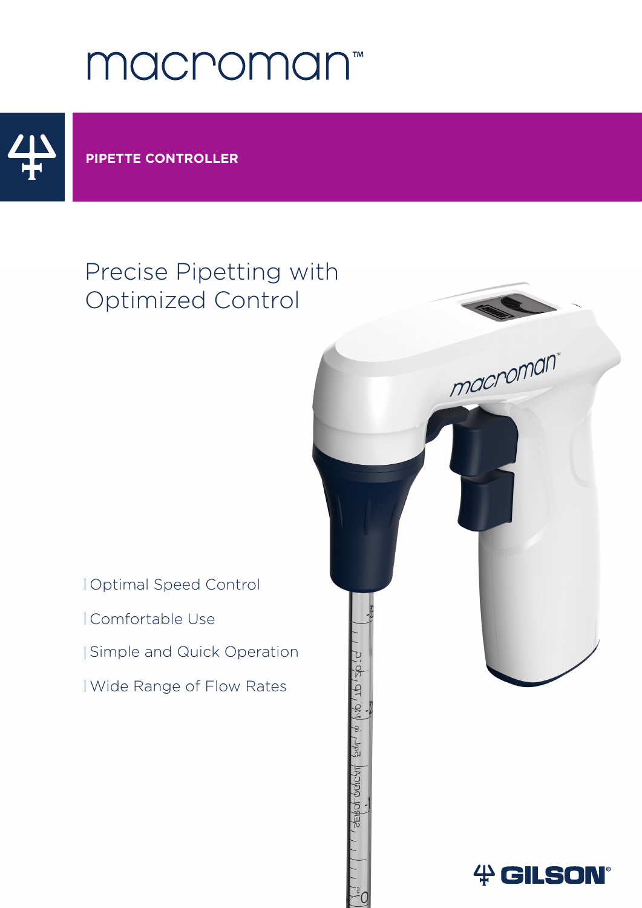# macroman™

**PIPETTE CONTROLLER**

## Precise Pipetting with Optimized Control

- Optimal Speed Control
- Comfortable Use
- Simple and Quick Operation
- Wide Range of Flow Rates

GILSON®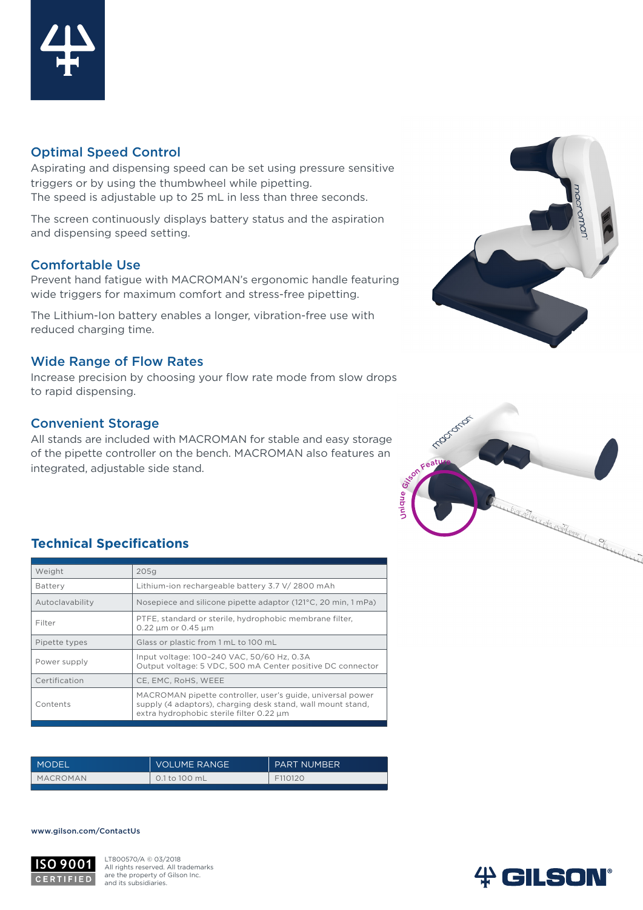## Optimal Speed Control

Aspirating and dispensing speed can be set using pressure sensitive triggers or by using the thumbwheel while pipetting.
The speed is adjustable up to 25 mL in less than three seconds.

The screen continuously displays battery status and the aspiration and dispensing speed setting.

## Comfortable Use

Prevent hand fatigue with MACROMAN's ergonomic handle featuring wide triggers for maximum comfort and stress-free pipetting.

The Lithium-Ion battery enables a longer, vibration-free use with reduced charging time.

## Wide Range of Flow Rates

Increase precision by choosing your flow rate mode from slow drops to rapid dispensing.

## Convenient Storage

All stands are included with MACROMAN for stable and easy storage of the pipette controller on the bench. MACROMAN also features an integrated, adjustable side stand.

Unique Gilson Feature

## Technical Specifications

| | |
|---|---|
| Weight | 205g |
| Battery | Lithium-ion rechargeable battery 3.7 V/ 2800 mAh |
| Autoclavability | Nosepiece and silicone pipette adaptor (121°C, 20 min, 1 mPa) |
| Filter | PTFE, standard or sterile, hydrophobic membrane filter, 0.22 µm or 0.45 µm |
| Pipette types | Glass or plastic from 1 mL to 100 mL |
| Power supply | Input voltage: 100–240 VAC, 50/60 Hz, 0.3A<br>Output voltage: 5 VDC, 500 mA Center positive DC connector |
| Certification | CE, EMC, RoHS, WEEE |
| Contents | MACROMAN pipette controller, user's guide, universal power supply (4 adaptors), charging desk stand, wall mount stand, extra hydrophobic sterile filter 0.22 µm |

| MODEL | VOLUME RANGE | PART NUMBER |
|---|---|---|
| MACROMAN | 0.1 to 100 mL | F110120 |

www.gilson.com/ContactUs

ISO 9001 CERTIFIED

LT800570/A © 03/2018
All rights reserved. All trademarks are the property of Gilson Inc. and its subsidiaries.

GILSON®